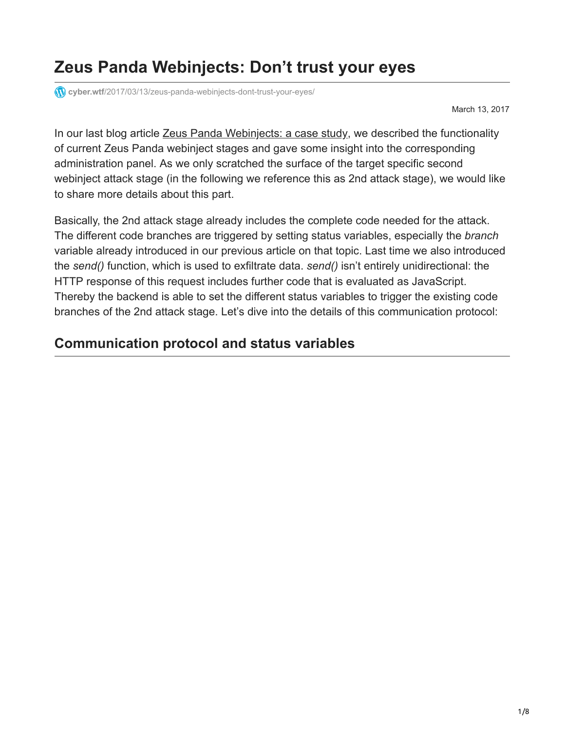# Zeus Panda Webinjects: Don't trust your eyes

cyber.wtf/2017/03/13/zeus-panda-webinjects-dont-trust-your-eyes/

March 13, 2017

In our last blog article Zeus Panda Webinjects: a case study, we described the functionality of current Zeus Panda webinject stages and gave some insight into the corresponding administration panel. As we only scratched the surface of the target specific second webinject attack stage (in the following we reference this as 2nd attack stage), we would like to share more details about this part.

Basically, the 2nd attack stage already includes the complete code needed for the attack. The different code branches are triggered by setting status variables, especially the *branch* variable already introduced in our previous article on that topic. Last time we also introduced the *send()* function, which is used to exfiltrate data. *send()* isn't entirely unidirectional: the HTTP response of this request includes further code that is evaluated as JavaScript. Thereby the backend is able to set the different status variables to trigger the existing code branches of the 2nd attack stage. Let's dive into the details of this communication protocol:

## Communication protocol and status variables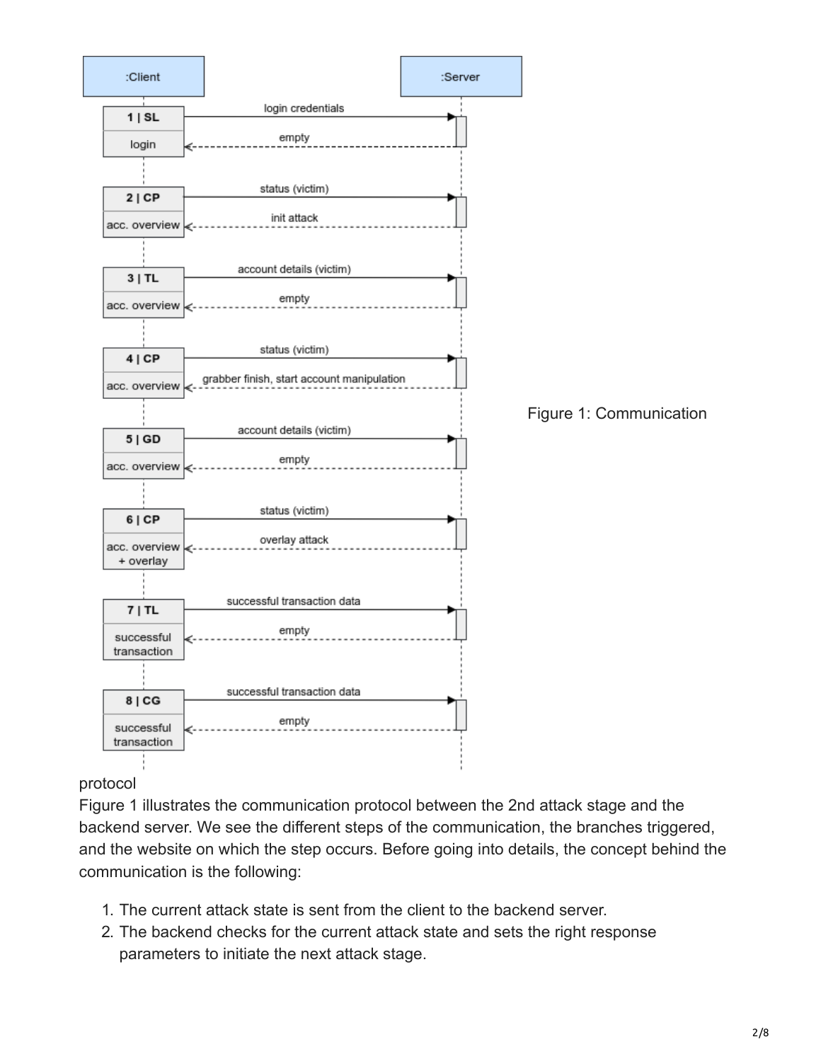Figure 1: Communication protocol

Figure 1 illustrates the communication protocol between the 2nd attack stage and the backend server. We see the different steps of the communication, the branches triggered, and the website on which the step occurs. Before going into details, the concept behind the communication is the following:

1. The current attack state is sent from the client to the backend server.
2. The backend checks for the current attack state and sets the right response parameters to initiate the next attack stage.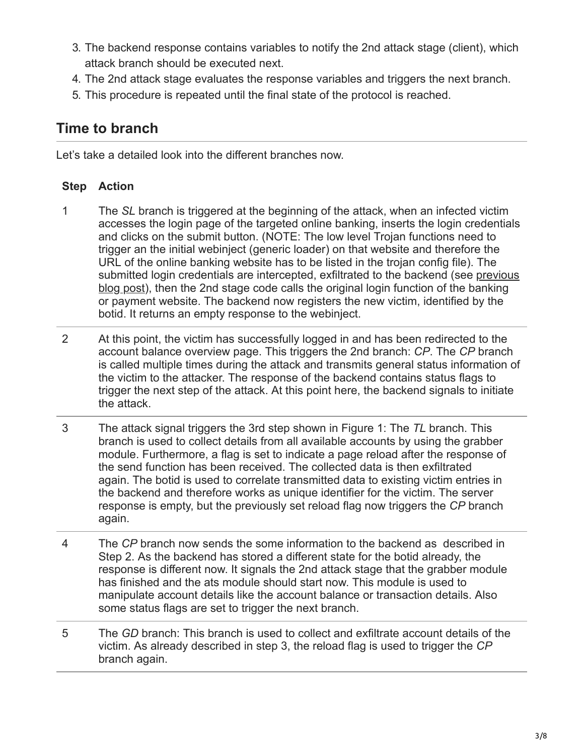3. The backend response contains variables to notify the 2nd attack stage (client), which attack branch should be executed next.
4. The 2nd attack stage evaluates the response variables and triggers the next branch.
5. This procedure is repeated until the final state of the protocol is reached.

## Time to branch

Let's take a detailed look into the different branches now.

| Step | Action |
| --- | --- |
| 1 | The *SL* branch is triggered at the beginning of the attack, when an infected victim accesses the login page of the targeted online banking, inserts the login credentials and clicks on the submit button. (NOTE: The low level Trojan functions need to trigger an the initial webinject (generic loader) on that website and therefore the URL of the online banking website has to be listed in the trojan config file). The submitted login credentials are intercepted, exfiltrated to the backend (see previous blog post), then the 2nd stage code calls the original login function of the banking or payment website. The backend now registers the new victim, identified by the botid. It returns an empty response to the webinject. |
| 2 | At this point, the victim has successfully logged in and has been redirected to the account balance overview page. This triggers the 2nd branch: *CP*. The *CP* branch is called multiple times during the attack and transmits general status information of the victim to the attacker. The response of the backend contains status flags to trigger the next step of the attack. At this point here, the backend signals to initiate the attack. |
| 3 | The attack signal triggers the 3rd step shown in Figure 1: The *TL* branch. This branch is used to collect details from all available accounts by using the grabber module. Furthermore, a flag is set to indicate a page reload after the response of the send function has been received. The collected data is then exfiltrated again. The botid is used to correlate transmitted data to existing victim entries in the backend and therefore works as unique identifier for the victim. The server response is empty, but the previously set reload flag now triggers the *CP* branch again. |
| 4 | The *CP* branch now sends the some information to the backend as described in Step 2. As the backend has stored a different state for the botid already, the response is different now. It signals the 2nd attack stage that the grabber module has finished and the ats module should start now. This module is used to manipulate account details like the account balance or transaction details. Also some status flags are set to trigger the next branch. |
| 5 | The *GD* branch: This branch is used to collect and exfiltrate account details of the victim. As already described in step 3, the reload flag is used to trigger the *CP* branch again. |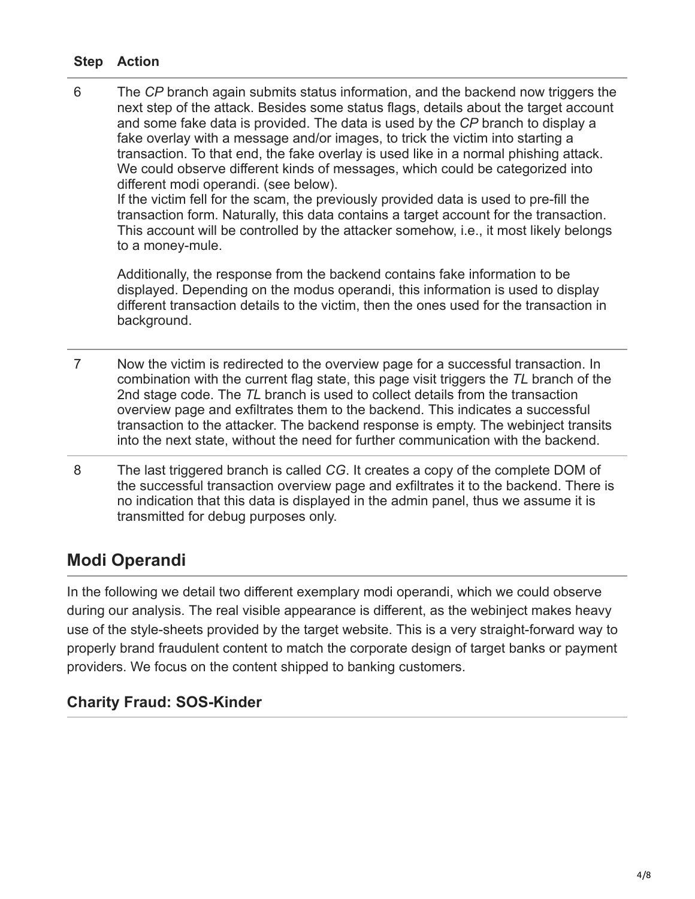| Step | Action |
| --- | --- |
| 6 | The *CP* branch again submits status information, and the backend now triggers the next step of the attack. Besides some status flags, details about the target account and some fake data is provided. The data is used by the *CP* branch to display a fake overlay with a message and/or images, to trick the victim into starting a transaction. To that end, the fake overlay is used like in a normal phishing attack. We could observe different kinds of messages, which could be categorized into different modi operandi. (see below). If the victim fell for the scam, the previously provided data is used to pre-fill the transaction form. Naturally, this data contains a target account for the transaction. This account will be controlled by the attacker somehow, i.e., it most likely belongs to a money-mule.<br><br>Additionally, the response from the backend contains fake information to be displayed. Depending on the modus operandi, this information is used to display different transaction details to the victim, then the ones used for the transaction in background. |
| 7 | Now the victim is redirected to the overview page for a successful transaction. In combination with the current flag state, this page visit triggers the *TL* branch of the 2nd stage code. The *TL* branch is used to collect details from the transaction overview page and exfiltrates them to the backend. This indicates a successful transaction to the attacker. The backend response is empty. The webinject transits into the next state, without the need for further communication with the backend. |
| 8 | The last triggered branch is called *CG*. It creates a copy of the complete DOM of the successful transaction overview page and exfiltrates it to the backend. There is no indication that this data is displayed in the admin panel, thus we assume it is transmitted for debug purposes only. |

## Modi Operandi

In the following we detail two different exemplary modi operandi, which we could observe during our analysis. The real visible appearance is different, as the webinject makes heavy use of the style-sheets provided by the target website. This is a very straight-forward way to properly brand fraudulent content to match the corporate design of target banks or payment providers. We focus on the content shipped to banking customers.

### Charity Fraud: SOS-Kinder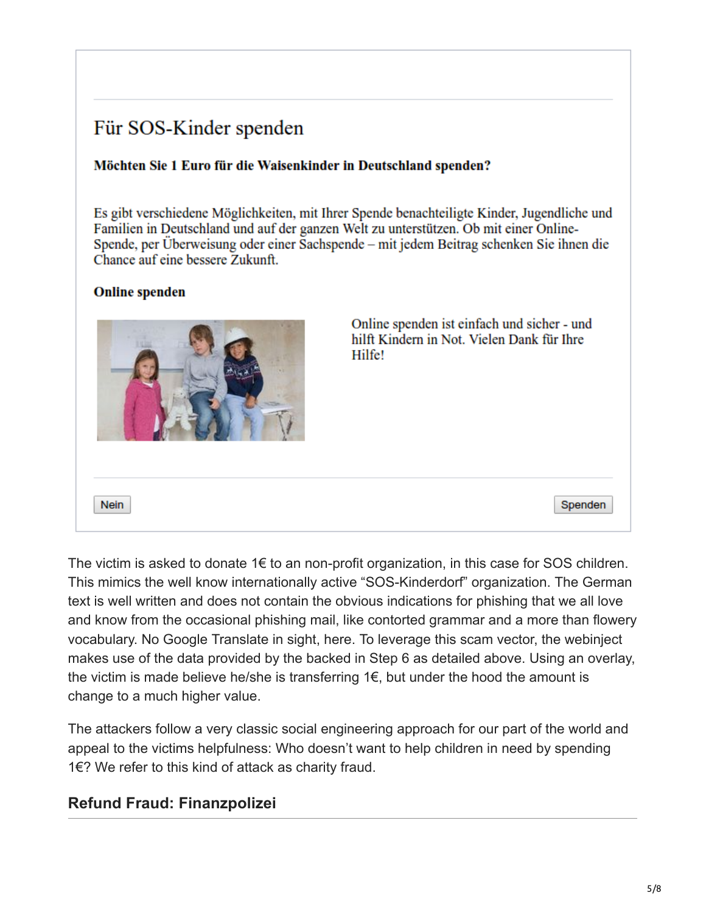Für SOS-Kinder spenden

**Möchten Sie 1 Euro für die Waisenkinder in Deutschland spenden?**

Es gibt verschiedene Möglichkeiten, mit Ihrer Spende benachteiligte Kinder, Jugendliche und Familien in Deutschland und auf der ganzen Welt zu unterstützen. Ob mit einer Online-Spende, per Überweisung oder einer Sachspende – mit jedem Beitrag schenken Sie ihnen die Chance auf eine bessere Zukunft.

**Online spenden**

Online spenden ist einfach und sicher - und hilft Kindern in Not. Vielen Dank für Ihre Hilfe!

Nein Spenden

The victim is asked to donate 1€ to an non-profit organization, in this case for SOS children. This mimics the well know internationally active "SOS-Kinderdorf" organization. The German text is well written and does not contain the obvious indications for phishing that we all love and know from the occasional phishing mail, like contorted grammar and a more than flowery vocabulary. No Google Translate in sight, here. To leverage this scam vector, the webinject makes use of the data provided by the backed in Step 6 as detailed above. Using an overlay, the victim is made believe he/she is transferring 1€, but under the hood the amount is change to a much higher value.

The attackers follow a very classic social engineering approach for our part of the world and appeal to the victims helpfulness: Who doesn't want to help children in need by spending 1€? We refer to this kind of attack as charity fraud.

## Refund Fraud: Finanzpolizei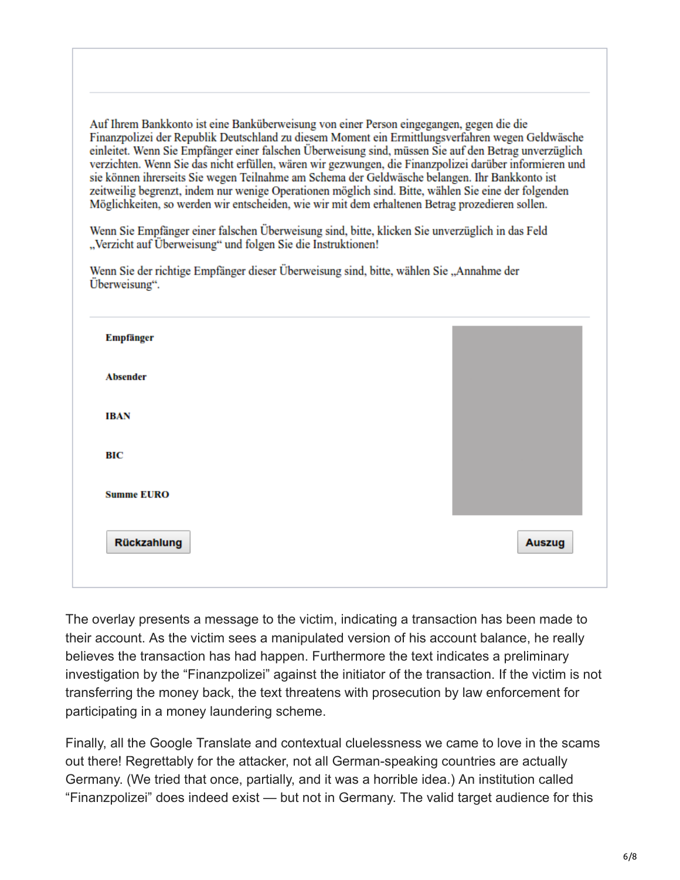Auf Ihrem Bankkonto ist eine Banküberweisung von einer Person eingegangen, gegen die die Finanzpolizei der Republik Deutschland zu diesem Moment ein Ermittlungsverfahren wegen Geldwäsche einleitet. Wenn Sie Empfänger einer falschen Überweisung sind, müssen Sie auf den Betrag unverzüglich verzichten. Wenn Sie das nicht erfüllen, wären wir gezwungen, die Finanzpolizei darüber informieren und sie können ihrerseits Sie wegen Teilnahme am Schema der Geldwäsche belangen. Ihr Bankkonto ist zeitweilig begrenzt, indem nur wenige Operationen möglich sind. Bitte, wählen Sie eine der folgenden Möglichkeiten, so werden wir entscheiden, wie wir mit dem erhaltenen Betrag prozedieren sollen.

Wenn Sie Empfänger einer falschen Überweisung sind, bitte, klicken Sie unverzüglich in das Feld „Verzicht auf Überweisung" und folgen Sie die Instruktionen!

Wenn Sie der richtige Empfänger dieser Überweisung sind, bitte, wählen Sie „Annahme der Überweisung".

**Empfänger**

**Absender**

**IBAN**

**BIC**

**Summe EURO**

Rückzahlung    Auszug

The overlay presents a message to the victim, indicating a transaction has been made to their account. As the victim sees a manipulated version of his account balance, he really believes the transaction has had happen. Furthermore the text indicates a preliminary investigation by the "Finanzpolizei" against the initiator of the transaction. If the victim is not transferring the money back, the text threatens with prosecution by law enforcement for participating in a money laundering scheme.

Finally, all the Google Translate and contextual cluelessness we came to love in the scams out there! Regrettably for the attacker, not all German-speaking countries are actually Germany. (We tried that once, partially, and it was a horrible idea.) An institution called "Finanzpolizei" does indeed exist — but not in Germany. The valid target audience for this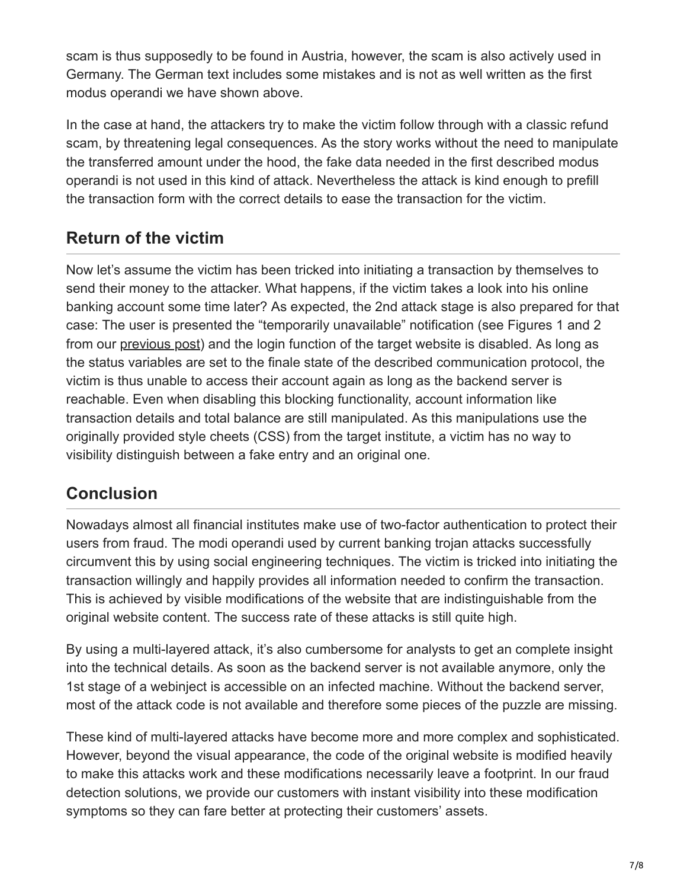scam is thus supposedly to be found in Austria, however, the scam is also actively used in Germany. The German text includes some mistakes and is not as well written as the first modus operandi we have shown above.

In the case at hand, the attackers try to make the victim follow through with a classic refund scam, by threatening legal consequences. As the story works without the need to manipulate the transferred amount under the hood, the fake data needed in the first described modus operandi is not used in this kind of attack. Nevertheless the attack is kind enough to prefill the transaction form with the correct details to ease the transaction for the victim.

## Return of the victim

Now let's assume the victim has been tricked into initiating a transaction by themselves to send their money to the attacker. What happens, if the victim takes a look into his online banking account some time later? As expected, the 2nd attack stage is also prepared for that case: The user is presented the "temporarily unavailable" notification (see Figures 1 and 2 from our previous post) and the login function of the target website is disabled. As long as the status variables are set to the finale state of the described communication protocol, the victim is thus unable to access their account again as long as the backend server is reachable. Even when disabling this blocking functionality, account information like transaction details and total balance are still manipulated. As this manipulations use the originally provided style cheets (CSS) from the target institute, a victim has no way to visibility distinguish between a fake entry and an original one.

## Conclusion

Nowadays almost all financial institutes make use of two-factor authentication to protect their users from fraud. The modi operandi used by current banking trojan attacks successfully circumvent this by using social engineering techniques. The victim is tricked into initiating the transaction willingly and happily provides all information needed to confirm the transaction. This is achieved by visible modifications of the website that are indistinguishable from the original website content. The success rate of these attacks is still quite high.

By using a multi-layered attack, it's also cumbersome for analysts to get an complete insight into the technical details. As soon as the backend server is not available anymore, only the 1st stage of a webinject is accessible on an infected machine. Without the backend server, most of the attack code is not available and therefore some pieces of the puzzle are missing.

These kind of multi-layered attacks have become more and more complex and sophisticated. However, beyond the visual appearance, the code of the original website is modified heavily to make this attacks work and these modifications necessarily leave a footprint. In our fraud detection solutions, we provide our customers with instant visibility into these modification symptoms so they can fare better at protecting their customers' assets.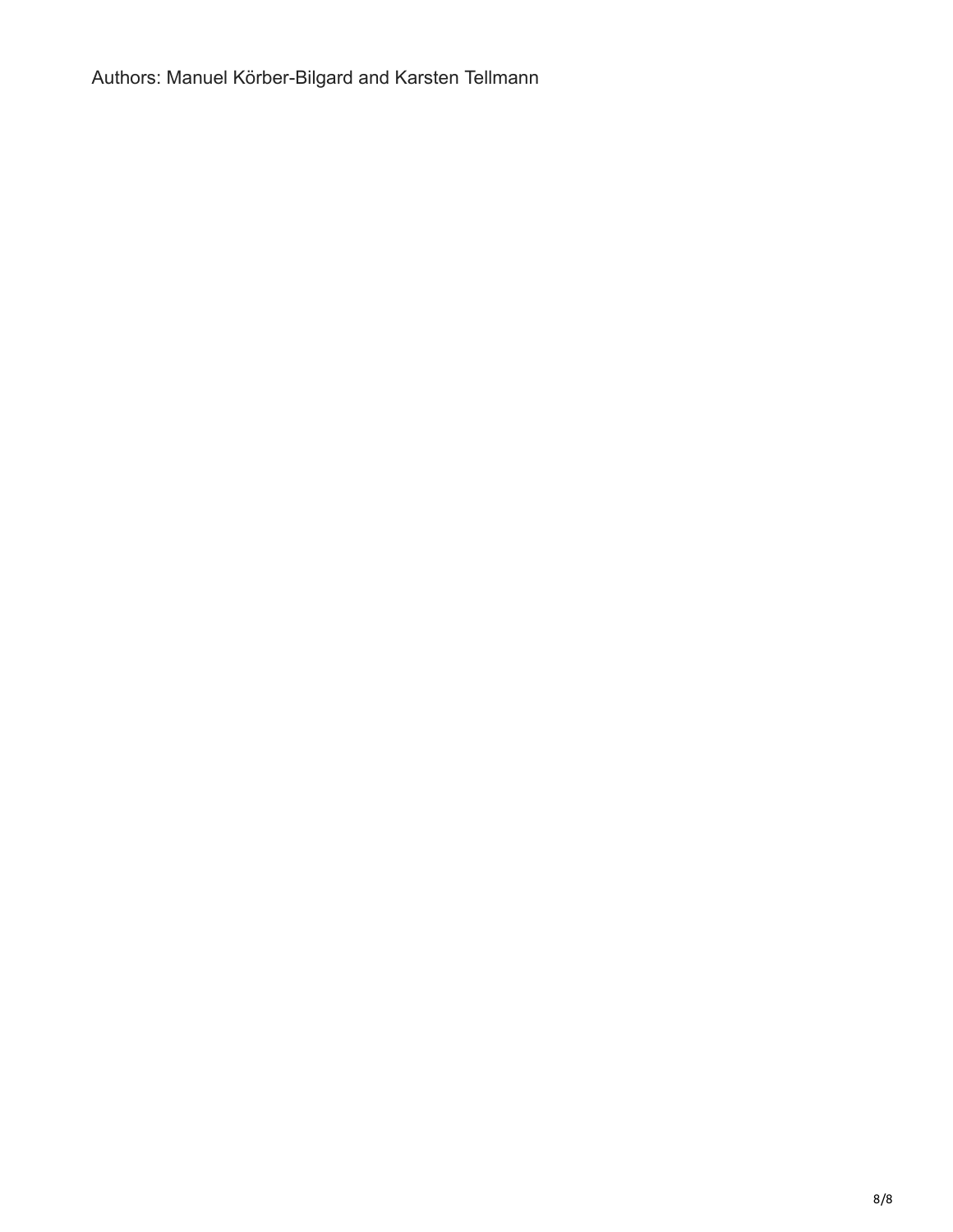Authors: Manuel Körber-Bilgard and Karsten Tellmann